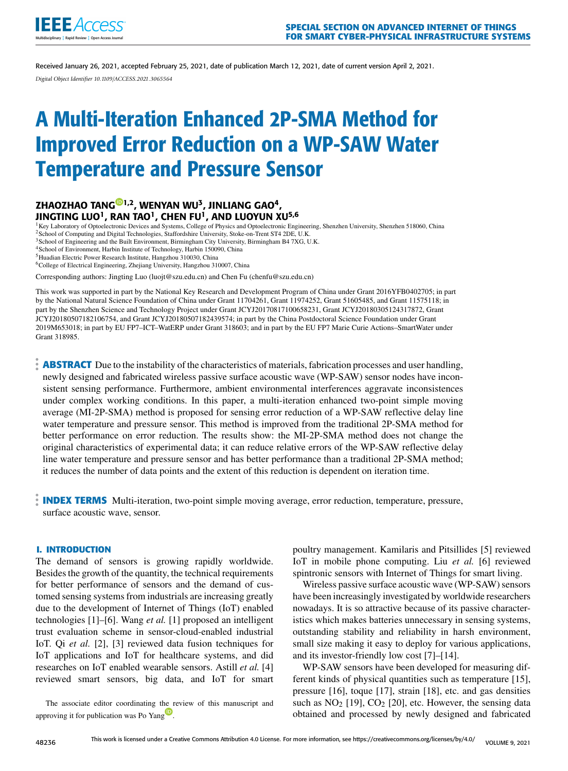Received January 26, 2021, accepted February 25, 2021, date of publication March 12, 2021, date of current version April 2, 2021.

*Digital Object Identifier 10.1109/ACCESS.2021.3065564*

# A Multi-Iteration Enhanced 2P-SMA Method for Improved Error Reduction on a WP-SAW Water Temperature and Pressure Sensor

**ZHAOZHAO TANG[1,2], WENYAN WU[3], JINLIANG GAO[4], JINGTING LUO[1], RAN TAO[1], CHEN FU[1], AND LUOYUN XU[5,6]**

[1]Key Laboratory of Optoelectronic Devices and Systems, College of Physics and Optoelectronic Engineering, Shenzhen University, Shenzhen 518060, China
[2]School of Computing and Digital Technologies, Staffordshire University, Stoke-on-Trent ST4 2DE, U.K.
[3]School of Engineering and the Built Environment, Birmingham City University, Birmingham B4 7XG, U.K.
[4]School of Environment, Harbin Institute of Technology, Harbin 150090, China
[5]Huadian Electric Power Research Institute, Hangzhou 310030, China
[6]College of Electrical Engineering, Zhejiang University, Hangzhou 310007, China

Corresponding authors: Jingting Luo (luojt@szu.edu.cn) and Chen Fu (chenfu@szu.edu.cn)

This work was supported in part by the National Key Research and Development Program of China under Grant 2016YFB0402705; in part by the National Natural Science Foundation of China under Grant 11704261, Grant 11974252, Grant 51605485, and Grant 11575118; in part by the Shenzhen Science and Technology Project under Grant JCYJ20170817100658231, Grant JCYJ20180305124317872, Grant JCYJ20180507182106754, and Grant JCYJ20180507182439574; in part by the China Postdoctoral Science Foundation under Grant 2019M653018; in part by EU FP7–ICT–WatERP under Grant 318603; and in part by the EU FP7 Marie Curie Actions–SmartWater under Grant 318985.

**ABSTRACT** Due to the instability of the characteristics of materials, fabrication processes and user handling, newly designed and fabricated wireless passive surface acoustic wave (WP-SAW) sensor nodes have inconsistent sensing performance. Furthermore, ambient environmental interferences aggravate inconsistences under complex working conditions. In this paper, a multi-iteration enhanced two-point simple moving average (MI-2P-SMA) method is proposed for sensing error reduction of a WP-SAW reflective delay line water temperature and pressure sensor. This method is improved from the traditional 2P-SMA method for better performance on error reduction. The results show: the MI-2P-SMA method does not change the original characteristics of experimental data; it can reduce relative errors of the WP-SAW reflective delay line water temperature and pressure sensor and has better performance than a traditional 2P-SMA method; it reduces the number of data points and the extent of this reduction is dependent on iteration time.

**INDEX TERMS** Multi-iteration, two-point simple moving average, error reduction, temperature, pressure, surface acoustic wave, sensor.

## I. INTRODUCTION

The demand of sensors is growing rapidly worldwide. Besides the growth of the quantity, the technical requirements for better performance of sensors and the demand of customed sensing systems from industrials are increasing greatly due to the development of Internet of Things (IoT) enabled technologies [1]–[6]. Wang *et al.* [1] proposed an intelligent trust evaluation scheme in sensor-cloud-enabled industrial IoT. Qi *et al.* [2], [3] reviewed data fusion techniques for IoT applications and IoT for healthcare systems, and did researches on IoT enabled wearable sensors. Astill *et al.* [4] reviewed smart sensors, big data, and IoT for smart poultry management. Kamilaris and Pitsillides [5] reviewed IoT in mobile phone computing. Liu *et al.* [6] reviewed spintronic sensors with Internet of Things for smart living.

Wireless passive surface acoustic wave (WP-SAW) sensors have been increasingly investigated by worldwide researchers nowadays. It is so attractive because of its passive characteristics which makes batteries unnecessary in sensing systems, outstanding stability and reliability in harsh environment, small size making it easy to deploy for various applications, and its investor-friendly low cost [7]–[14].

WP-SAW sensors have been developed for measuring different kinds of physical quantities such as temperature [15], pressure [16], toque [17], strain [18], etc. and gas densities such as $NO_2$ [19], $CO_2$ [20], etc. However, the sensing data obtained and processed by newly designed and fabricated

The associate editor coordinating the review of this manuscript and approving it for publication was Po Yang.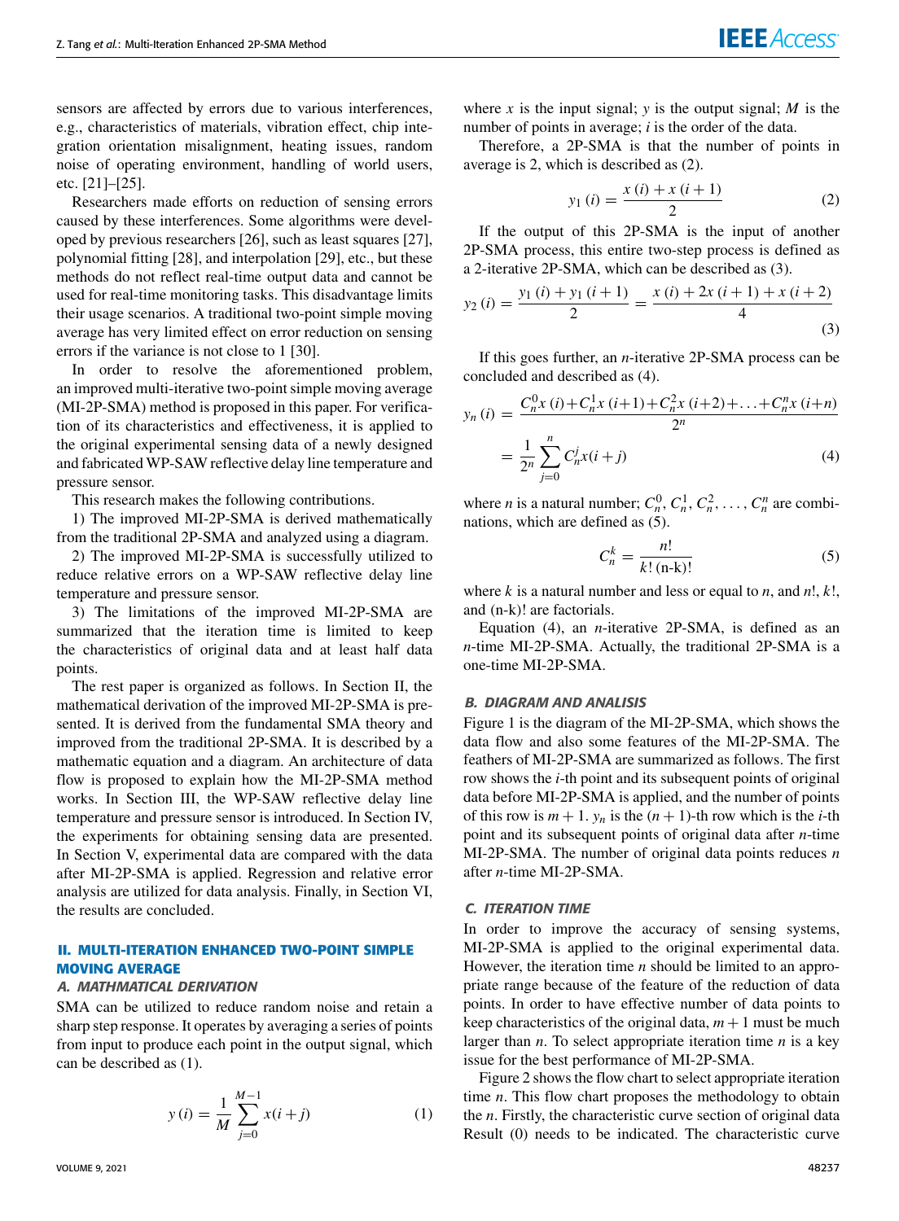sensors are affected by errors due to various interferences, e.g., characteristics of materials, vibration effect, chip integration orientation misalignment, heating issues, random noise of operating environment, handling of world users, etc. [21]–[25].

Researchers made efforts on reduction of sensing errors caused by these interferences. Some algorithms were developed by previous researchers [26], such as least squares [27], polynomial fitting [28], and interpolation [29], etc., but these methods do not reflect real-time output data and cannot be used for real-time monitoring tasks. This disadvantage limits their usage scenarios. A traditional two-point simple moving average has very limited effect on error reduction on sensing errors if the variance is not close to 1 [30].

In order to resolve the aforementioned problem, an improved multi-iterative two-point simple moving average (MI-2P-SMA) method is proposed in this paper. For verification of its characteristics and effectiveness, it is applied to the original experimental sensing data of a newly designed and fabricated WP-SAW reflective delay line temperature and pressure sensor.

This research makes the following contributions.

1) The improved MI-2P-SMA is derived mathematically from the traditional 2P-SMA and analyzed using a diagram.

2) The improved MI-2P-SMA is successfully utilized to reduce relative errors on a WP-SAW reflective delay line temperature and pressure sensor.

3) The limitations of the improved MI-2P-SMA are summarized that the iteration time is limited to keep the characteristics of original data and at least half data points.

The rest paper is organized as follows. In Section II, the mathematical derivation of the improved MI-2P-SMA is presented. It is derived from the fundamental SMA theory and improved from the traditional 2P-SMA. It is described by a mathematic equation and a diagram. An architecture of data flow is proposed to explain how the MI-2P-SMA method works. In Section III, the WP-SAW reflective delay line temperature and pressure sensor is introduced. In Section IV, the experiments for obtaining sensing data are presented. In Section V, experimental data are compared with the data after MI-2P-SMA is applied. Regression and relative error analysis are utilized for data analysis. Finally, in Section VI, the results are concluded.

## II. MULTI-ITERATION ENHANCED TWO-POINT SIMPLE MOVING AVERAGE

### A. MATHMATICAL DERIVATION

SMA can be utilized to reduce random noise and retain a sharp step response. It operates by averaging a series of points from input to produce each point in the output signal, which can be described as (1).

$$y(i) = \frac{1}{M}\sum_{j=0}^{M-1} x(i+j) \tag{1}$$

where $x$ is the input signal; $y$ is the output signal; $M$ is the number of points in average; $i$ is the order of the data.

Therefore, a 2P-SMA is that the number of points in average is 2, which is described as (2).

$$y_1(i) = \frac{x(i) + x(i+1)}{2} \tag{2}$$

If the output of this 2P-SMA is the input of another 2P-SMA process, this entire two-step process is defined as a 2-iterative 2P-SMA, which can be described as (3).

$$y_2(i) = \frac{y_1(i) + y_1(i+1)}{2} = \frac{x(i) + 2x(i+1) + x(i+2)}{4} \tag{3}$$

If this goes further, an $n$-iterative 2P-SMA process can be concluded and described as (4).

$$\begin{aligned} y_n(i) &= \frac{C_n^0 x(i) + C_n^1 x(i+1) + C_n^2 x(i+2) + \ldots + C_n^n x(i+n)}{2^n} \\ &= \frac{1}{2^n}\sum_{j=0}^{n} C_n^j x(i+j) \end{aligned} \tag{4}$$

where $n$ is a natural number; $C_n^0, C_n^1, C_n^2, \ldots, C_n^n$ are combinations, which are defined as (5).

$$C_n^k = \frac{n!}{k!\,(\text{n-k})!} \tag{5}$$

where $k$ is a natural number and less or equal to $n$, and $n!$, $k!$, and (n-k)! are factorials.

Equation (4), an $n$-iterative 2P-SMA, is defined as an $n$-time MI-2P-SMA. Actually, the traditional 2P-SMA is a one-time MI-2P-SMA.

### B. DIAGRAM AND ANALISIS

Figure 1 is the diagram of the MI-2P-SMA, which shows the data flow and also some features of the MI-2P-SMA. The feathers of MI-2P-SMA are summarized as follows. The first row shows the $i$-th point and its subsequent points of original data before MI-2P-SMA is applied, and the number of points of this row is $m+1$. $y_n$ is the $(n+1)$-th row which is the $i$-th point and its subsequent points of original data after $n$-time MI-2P-SMA. The number of original data points reduces $n$ after $n$-time MI-2P-SMA.

### C. ITERATION TIME

In order to improve the accuracy of sensing systems, MI-2P-SMA is applied to the original experimental data. However, the iteration time $n$ should be limited to an appropriate range because of the feature of the reduction of data points. In order to have effective number of data points to keep characteristics of the original data, $m+1$ must be much larger than $n$. To select appropriate iteration time $n$ is a key issue for the best performance of MI-2P-SMA.

Figure 2 shows the flow chart to select appropriate iteration time $n$. This flow chart proposes the methodology to obtain the $n$. Firstly, the characteristic curve section of original data Result (0) needs to be indicated. The characteristic curve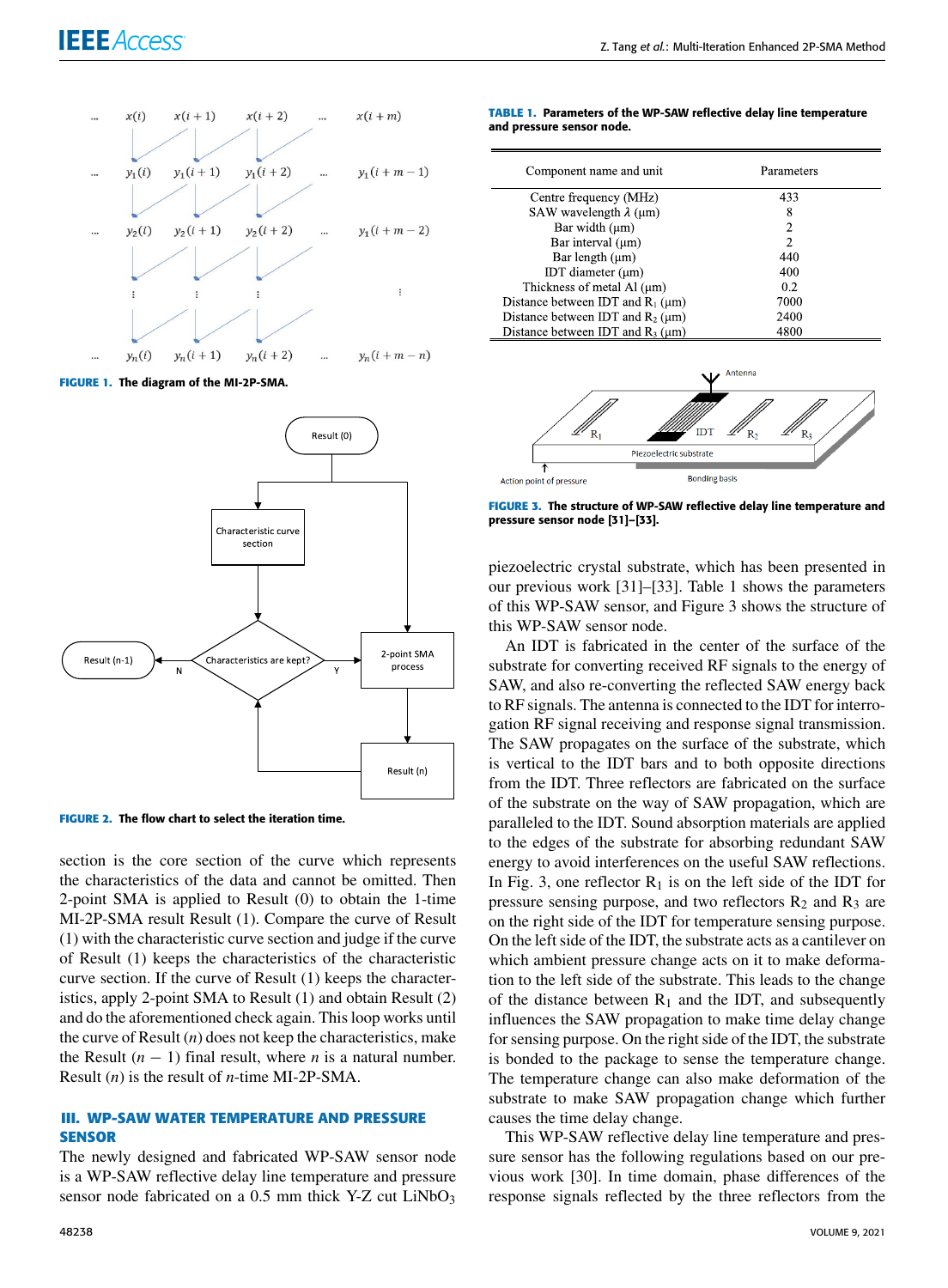FIGURE 1. The diagram of the MI-2P-SMA.

FIGURE 2. The flow chart to select the iteration time.

section is the core section of the curve which represents the characteristics of the data and cannot be omitted. Then 2-point SMA is applied to Result (0) to obtain the 1-time MI-2P-SMA result Result (1). Compare the curve of Result (1) with the characteristic curve section and judge if the curve of Result (1) keeps the characteristics of the characteristic curve section. If the curve of Result (1) keeps the characteristics, apply 2-point SMA to Result (1) and obtain Result (2) and do the aforementioned check again. This loop works until the curve of Result ($n$) does not keep the characteristics, make the Result ($n - 1$) final result, where $n$ is a natural number. Result ($n$) is the result of $n$-time MI-2P-SMA.

## III. WP-SAW WATER TEMPERATURE AND PRESSURE SENSOR

The newly designed and fabricated WP-SAW sensor node is a WP-SAW reflective delay line temperature and pressure sensor node fabricated on a 0.5 mm thick Y-Z cut $LiNbO_3$ piezoelectric crystal substrate, which has been presented in our previous work [31]–[33]. Table 1 shows the parameters of this WP-SAW sensor, and Figure 3 shows the structure of this WP-SAW sensor node.

**TABLE 1. Parameters of the WP-SAW reflective delay line temperature and pressure sensor node.**

| Component name and unit | Parameters |
|---|---|
| Centre frequency (MHz) | 433 |
| SAW wavelength $\lambda$ (µm) | 8 |
| Bar width (µm) | 2 |
| Bar interval (µm) | 2 |
| Bar length (µm) | 440 |
| IDT diameter (µm) | 400 |
| Thickness of metal Al (µm) | 0.2 |
| Distance between IDT and $R_1$ (µm) | 7000 |
| Distance between IDT and $R_2$ (µm) | 2400 |
| Distance between IDT and $R_3$ (µm) | 4800 |

FIGURE 3. The structure of WP-SAW reflective delay line temperature and pressure sensor node [31]–[33].

An IDT is fabricated in the center of the surface of the substrate for converting received RF signals to the energy of SAW, and also re-converting the reflected SAW energy back to RF signals. The antenna is connected to the IDT for interrogation RF signal receiving and response signal transmission. The SAW propagates on the surface of the substrate, which is vertical to the IDT bars and to both opposite directions from the IDT. Three reflectors are fabricated on the surface of the substrate on the way of SAW propagation, which are paralleled to the IDT. Sound absorption materials are applied to the edges of the substrate for absorbing redundant SAW energy to avoid interferences on the useful SAW reflections. In Fig. 3, one reflector $R_1$ is on the left side of the IDT for pressure sensing purpose, and two reflectors $R_2$ and $R_3$ are on the right side of the IDT for temperature sensing purpose. On the left side of the IDT, the substrate acts as a cantilever on which ambient pressure change acts on it to make deformation to the left side of the substrate. This leads to the change of the distance between $R_1$ and the IDT, and subsequently influences the SAW propagation to make time delay change for sensing purpose. On the right side of the IDT, the substrate is bonded to the package to sense the temperature change. The temperature change can also make deformation of the substrate to make SAW propagation change which further causes the time delay change.

This WP-SAW reflective delay line temperature and pressure sensor has the following regulations based on our previous work [30]. In time domain, phase differences of the response signals reflected by the three reflectors from the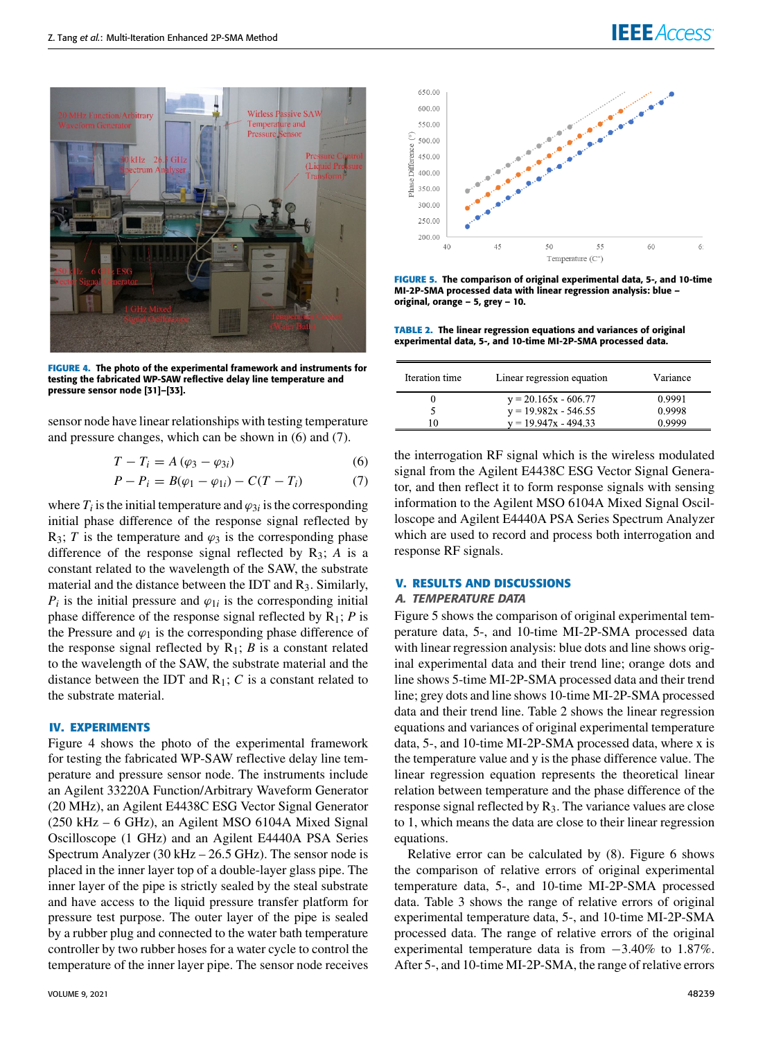FIGURE 4. The photo of the experimental framework and instruments for testing the fabricated WP-SAW reflective delay line temperature and pressure sensor node [31]–[33].

sensor node have linear relationships with testing temperature and pressure changes, which can be shown in (6) and (7).

$$T - T_i = A(\varphi_3 - \varphi_{3i}) \tag{6}$$

$$P - P_i = B(\varphi_1 - \varphi_{1i}) - C(T - T_i) \tag{7}$$

where $T_i$ is the initial temperature and $\varphi_{3i}$ is the corresponding initial phase difference of the response signal reflected by $R_3$; $T$ is the temperature and $\varphi_3$ is the corresponding phase difference of the response signal reflected by $R_3$; $A$ is a constant related to the wavelength of the SAW, the substrate material and the distance between the IDT and $R_3$. Similarly, $P_i$ is the initial pressure and $\varphi_{1i}$ is the corresponding initial phase difference of the response signal reflected by $R_1$; $P$ is the Pressure and $\varphi_1$ is the corresponding phase difference of the response signal reflected by $R_1$; $B$ is a constant related to the wavelength of the SAW, the substrate material and the distance between the IDT and $R_1$; $C$ is a constant related to the substrate material.

## IV. EXPERIMENTS

Figure 4 shows the photo of the experimental framework for testing the fabricated WP-SAW reflective delay line temperature and pressure sensor node. The instruments include an Agilent 33220A Function/Arbitrary Waveform Generator (20 MHz), an Agilent E4438C ESG Vector Signal Generator (250 kHz – 6 GHz), an Agilent MSO 6104A Mixed Signal Oscilloscope (1 GHz) and an Agilent E4440A PSA Series Spectrum Analyzer (30 kHz – 26.5 GHz). The sensor node is placed in the inner layer top of a double-layer glass pipe. The inner layer of the pipe is strictly sealed by the steal substrate and have access to the liquid pressure transfer platform for pressure test purpose. The outer layer of the pipe is sealed by a rubber plug and connected to the water bath temperature controller by two rubber hoses for a water cycle to control the temperature of the inner layer pipe. The sensor node receives the interrogation RF signal which is the wireless modulated signal from the Agilent E4438C ESG Vector Signal Generator, and then reflect it to form response signals with sensing information to the Agilent MSO 6104A Mixed Signal Oscilloscope and Agilent E4440A PSA Series Spectrum Analyzer which are used to record and process both interrogation and response RF signals.

FIGURE 5. The comparison of original experimental data, 5-, and 10-time MI-2P-SMA processed data with linear regression analysis: blue – original, orange – 5, grey – 10.

TABLE 2. The linear regression equations and variances of original experimental data, 5-, and 10-time MI-2P-SMA processed data.

| Iteration time | Linear regression equation | Variance |
|---|---|---|
| 0 | y = 20.165x - 606.77 | 0.9991 |
| 5 | y = 19.982x - 546.55 | 0.9998 |
| 10 | y = 19.947x - 494.33 | 0.9999 |

## V. RESULTS AND DISCUSSIONS

### A. TEMPERATURE DATA

Figure 5 shows the comparison of original experimental temperature data, 5-, and 10-time MI-2P-SMA processed data with linear regression analysis: blue dots and line shows original experimental data and their trend line; orange dots and line shows 5-time MI-2P-SMA processed data and their trend line; grey dots and line shows 10-time MI-2P-SMA processed data and their trend line. Table 2 shows the linear regression equations and variances of original experimental temperature data, 5-, and 10-time MI-2P-SMA processed data, where x is the temperature value and y is the phase difference value. The linear regression equation represents the theoretical linear relation between temperature and the phase difference of the response signal reflected by $R_3$. The variance values are close to 1, which means the data are close to their linear regression equations.

Relative error can be calculated by (8). Figure 6 shows the comparison of relative errors of original experimental temperature data, 5-, and 10-time MI-2P-SMA processed data. Table 3 shows the range of relative errors of original experimental temperature data, 5-, and 10-time MI-2P-SMA processed data. The range of relative errors of the original experimental temperature data is from −3.40% to 1.87%. After 5-, and 10-time MI-2P-SMA, the range of relative errors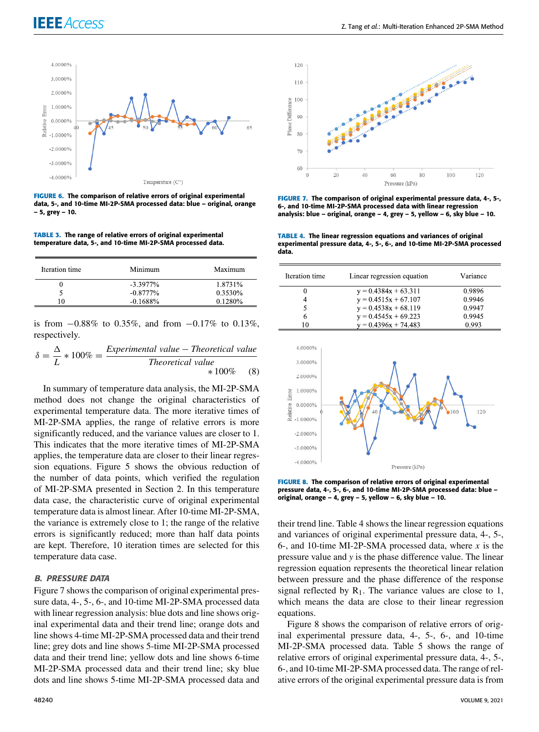**FIGURE 6.** The comparison of relative errors of original experimental data, 5-, and 10-time MI-2P-SMA processed data: blue – original, orange – 5, grey – 10.

**TABLE 3.** The range of relative errors of original experimental temperature data, 5-, and 10-time MI-2P-SMA processed data.

| Iteration time | Minimum | Maximum |
|---|---|---|
| 0 | -3.3977% | 1.8731% |
| 5 | -0.8777% | 0.3530% |
| 10 | -0.1688% | 0.1280% |

is from −0.88% to 0.35%, and from −0.17% to 0.13%, respectively.

$$\delta = \frac{\Delta}{L} * 100\% = \frac{\textit{Experimental value} - \textit{Theoretical value}}{\textit{Theoretical value}} * 100\% \quad (8)$$

In summary of temperature data analysis, the MI-2P-SMA method does not change the original characteristics of experimental temperature data. The more iterative times of MI-2P-SMA applies, the range of relative errors is more significantly reduced, and the variance values are closer to 1. This indicates that the more iterative times of MI-2P-SMA applies, the temperature data are closer to their linear regression equations. Figure 5 shows the obvious reduction of the number of data points, which verified the regulation of MI-2P-SMA presented in Section 2. In this temperature data case, the characteristic curve of original experimental temperature data is almost linear. After 10-time MI-2P-SMA, the variance is extremely close to 1; the range of the relative errors is significantly reduced; more than half data points are kept. Therefore, 10 iteration times are selected for this temperature data case.

### *B. PRESSURE DATA*

Figure 7 shows the comparison of original experimental pressure data, 4-, 5-, 6-, and 10-time MI-2P-SMA processed data with linear regression analysis: blue dots and line shows original experimental data and their trend line; orange dots and line shows 4-time MI-2P-SMA processed data and their trend line; grey dots and line shows 5-time MI-2P-SMA processed data and their trend line; yellow dots and line shows 6-time MI-2P-SMA processed data and their trend line; sky blue dots and line shows 5-time MI-2P-SMA processed data and their trend line. Table 4 shows the linear regression equations and variances of original experimental pressure data, 4-, 5-, 6-, and 10-time MI-2P-SMA processed data, where *x* is the pressure value and *y* is the phase difference value. The linear regression equation represents the theoretical linear relation between pressure and the phase difference of the response signal reflected by $R_1$. The variance values are close to 1, which means the data are close to their linear regression equations.

**FIGURE 7.** The comparison of original experimental pressure data, 4-, 5-, 6-, and 10-time MI-2P-SMA processed data with linear regression analysis: blue – original, orange – 4, grey – 5, yellow – 6, sky blue – 10.

**TABLE 4.** The linear regression equations and variances of original experimental pressure data, 4-, 5-, 6-, and 10-time MI-2P-SMA processed data.

| Iteration time | Linear regression equation | Variance |
|---|---|---|
| 0 | y = 0.4384x + 63.311 | 0.9896 |
| 4 | y = 0.4515x + 67.107 | 0.9946 |
| 5 | y = 0.4538x + 68.119 | 0.9947 |
| 6 | y = 0.4545x + 69.223 | 0.9945 |
| 10 | y = 0.4396x + 74.483 | 0.993 |

**FIGURE 8.** The comparison of relative errors of original experimental pressure data, 4-, 5-, 6-, and 10-time MI-2P-SMA processed data: blue – original, orange – 4, grey – 5, yellow – 6, sky blue – 10.

Figure 8 shows the comparison of relative errors of original experimental pressure data, 4-, 5-, 6-, and 10-time MI-2P-SMA processed data. Table 5 shows the range of relative errors of original experimental pressure data, 4-, 5-, 6-, and 10-time MI-2P-SMA processed data. The range of relative errors of the original experimental pressure data is from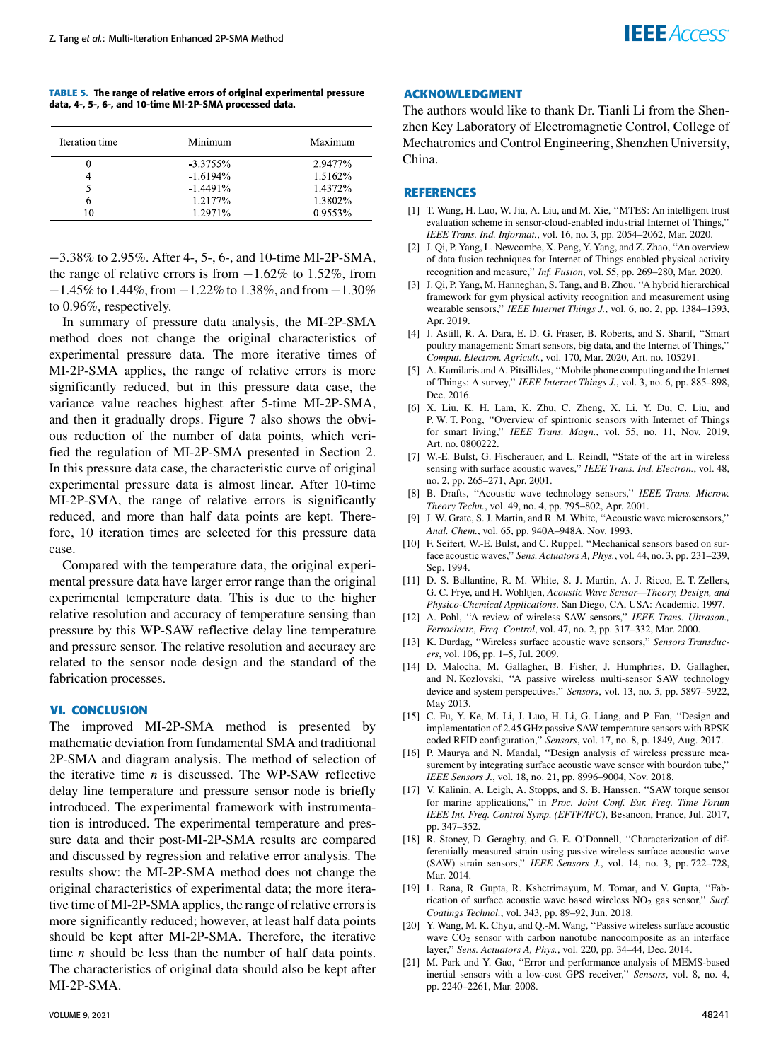**TABLE 5. The range of relative errors of original experimental pressure data, 4-, 5-, 6-, and 10-time MI-2P-SMA processed data.**

| Iteration time | Minimum | Maximum |
|---|---|---|
| 0 | -3.3755% | 2.9477% |
| 4 | -1.6194% | 1.5162% |
| 5 | -1.4491% | 1.4372% |
| 6 | -1.2177% | 1.3802% |
| 10 | -1.2971% | 0.9553% |

−3.38% to 2.95%. After 4-, 5-, 6-, and 10-time MI-2P-SMA, the range of relative errors is from −1.62% to 1.52%, from −1.45% to 1.44%, from −1.22% to 1.38%, and from −1.30% to 0.96%, respectively.

In summary of pressure data analysis, the MI-2P-SMA method does not change the original characteristics of experimental pressure data. The more iterative times of MI-2P-SMA applies, the range of relative errors is more significantly reduced, but in this pressure data case, the variance value reaches highest after 5-time MI-2P-SMA, and then it gradually drops. Figure 7 also shows the obvious reduction of the number of data points, which verified the regulation of MI-2P-SMA presented in Section 2. In this pressure data case, the characteristic curve of original experimental pressure data is almost linear. After 10-time MI-2P-SMA, the range of relative errors is significantly reduced, and more than half data points are kept. Therefore, 10 iteration times are selected for this pressure data case.

Compared with the temperature data, the original experimental pressure data have larger error range than the original experimental temperature data. This is due to the higher relative resolution and accuracy of temperature sensing than pressure by this WP-SAW reflective delay line temperature and pressure sensor. The relative resolution and accuracy are related to the sensor node design and the standard of the fabrication processes.

## VI. CONCLUSION

The improved MI-2P-SMA method is presented by mathematic deviation from fundamental SMA and traditional 2P-SMA and diagram analysis. The method of selection of the iterative time $n$ is discussed. The WP-SAW reflective delay line temperature and pressure sensor node is briefly introduced. The experimental framework with instrumentation is introduced. The experimental temperature and pressure data and their post-MI-2P-SMA results are compared and discussed by regression and relative error analysis. The results show: the MI-2P-SMA method does not change the original characteristics of experimental data; the more iterative time of MI-2P-SMA applies, the range of relative errors is more significantly reduced; however, at least half data points should be kept after MI-2P-SMA. Therefore, the iterative time $n$ should be less than the number of half data points. The characteristics of original data should also be kept after MI-2P-SMA.

## ACKNOWLEDGMENT

The authors would like to thank Dr. Tianli Li from the Shenzhen Key Laboratory of Electromagnetic Control, College of Mechatronics and Control Engineering, Shenzhen University, China.

## REFERENCES

[1] T. Wang, H. Luo, W. Jia, A. Liu, and M. Xie, "MTES: An intelligent trust evaluation scheme in sensor-cloud-enabled industrial Internet of Things," *IEEE Trans. Ind. Informat.*, vol. 16, no. 3, pp. 2054–2062, Mar. 2020.

[2] J. Qi, P. Yang, L. Newcombe, X. Peng, Y. Yang, and Z. Zhao, "An overview of data fusion techniques for Internet of Things enabled physical activity recognition and measure," *Inf. Fusion*, vol. 55, pp. 269–280, Mar. 2020.

[3] J. Qi, P. Yang, M. Hanneghan, S. Tang, and B. Zhou, "A hybrid hierarchical framework for gym physical activity recognition and measurement using wearable sensors," *IEEE Internet Things J.*, vol. 6, no. 2, pp. 1384–1393, Apr. 2019.

[4] J. Astill, R. A. Dara, E. D. G. Fraser, B. Roberts, and S. Sharif, "Smart poultry management: Smart sensors, big data, and the Internet of Things," *Comput. Electron. Agricult.*, vol. 170, Mar. 2020, Art. no. 105291.

[5] A. Kamilaris and A. Pitsillides, "Mobile phone computing and the Internet of Things: A survey," *IEEE Internet Things J.*, vol. 3, no. 6, pp. 885–898, Dec. 2016.

[6] X. Liu, K. H. Lam, K. Zhu, C. Zheng, X. Li, Y. Du, C. Liu, and P. W. T. Pong, "Overview of spintronic sensors with Internet of Things for smart living," *IEEE Trans. Magn.*, vol. 55, no. 11, Nov. 2019, Art. no. 0800222.

[7] W.-E. Bulst, G. Fischerauer, and L. Reindl, "State of the art in wireless sensing with surface acoustic waves," *IEEE Trans. Ind. Electron.*, vol. 48, no. 2, pp. 265–271, Apr. 2001.

[8] B. Drafts, "Acoustic wave technology sensors," *IEEE Trans. Microw. Theory Techn.*, vol. 49, no. 4, pp. 795–802, Apr. 2001.

[9] J. W. Grate, S. J. Martin, and R. M. White, "Acoustic wave microsensors," *Anal. Chem.*, vol. 65, pp. 940A–948A, Nov. 1993.

[10] F. Seifert, W.-E. Bulst, and C. Ruppel, "Mechanical sensors based on surface acoustic waves," *Sens. Actuators A, Phys.*, vol. 44, no. 3, pp. 231–239, Sep. 1994.

[11] D. S. Ballantine, R. M. White, S. J. Martin, A. J. Ricco, E. T. Zellers, G. C. Frye, and H. Wohltjen, *Acoustic Wave Sensor—Theory, Design, and Physico-Chemical Applications*. San Diego, CA, USA: Academic, 1997.

[12] A. Pohl, "A review of wireless SAW sensors," *IEEE Trans. Ultrason., Ferroelectr., Freq. Control*, vol. 47, no. 2, pp. 317–332, Mar. 2000.

[13] K. Durdag, "Wireless surface acoustic wave sensors," *Sensors Transducers*, vol. 106, pp. 1–5, Jul. 2009.

[14] D. Malocha, M. Gallagher, B. Fisher, J. Humphries, D. Gallagher, and N. Kozlovski, "A passive wireless multi-sensor SAW technology device and system perspectives," *Sensors*, vol. 13, no. 5, pp. 5897–5922, May 2013.

[15] C. Fu, Y. Ke, M. Li, J. Luo, H. Li, G. Liang, and P. Fan, "Design and implementation of 2.45 GHz passive SAW temperature sensors with BPSK coded RFID configuration," *Sensors*, vol. 17, no. 8, p. 1849, Aug. 2017.

[16] P. Maurya and N. Mandal, "Design analysis of wireless pressure measurement by integrating surface acoustic wave sensor with bourdon tube," *IEEE Sensors J.*, vol. 18, no. 21, pp. 8996–9004, Nov. 2018.

[17] V. Kalinin, A. Leigh, A. Stopps, and S. B. Hanssen, "SAW torque sensor for marine applications," in *Proc. Joint Conf. Eur. Freq. Time Forum IEEE Int. Freq. Control Symp. (EFTF/IFC)*, Besancon, France, Jul. 2017, pp. 347–352.

[18] R. Stoney, D. Geraghty, and G. E. O'Donnell, "Characterization of differentially measured strain using passive wireless surface acoustic wave (SAW) strain sensors," *IEEE Sensors J.*, vol. 14, no. 3, pp. 722–728, Mar. 2014.

[19] L. Rana, R. Gupta, R. Kshetrimayum, M. Tomar, and V. Gupta, "Fabrication of surface acoustic wave based wireless $NO_2$ gas sensor," *Surf. Coatings Technol.*, vol. 343, pp. 89–92, Jun. 2018.

[20] Y. Wang, M. K. Chyu, and Q.-M. Wang, "Passive wireless surface acoustic wave $CO_2$ sensor with carbon nanotube nanocomposite as an interface layer," *Sens. Actuators A, Phys.*, vol. 220, pp. 34–44, Dec. 2014.

[21] M. Park and Y. Gao, "Error and performance analysis of MEMS-based inertial sensors with a low-cost GPS receiver," *Sensors*, vol. 8, no. 4, pp. 2240–2261, Mar. 2008.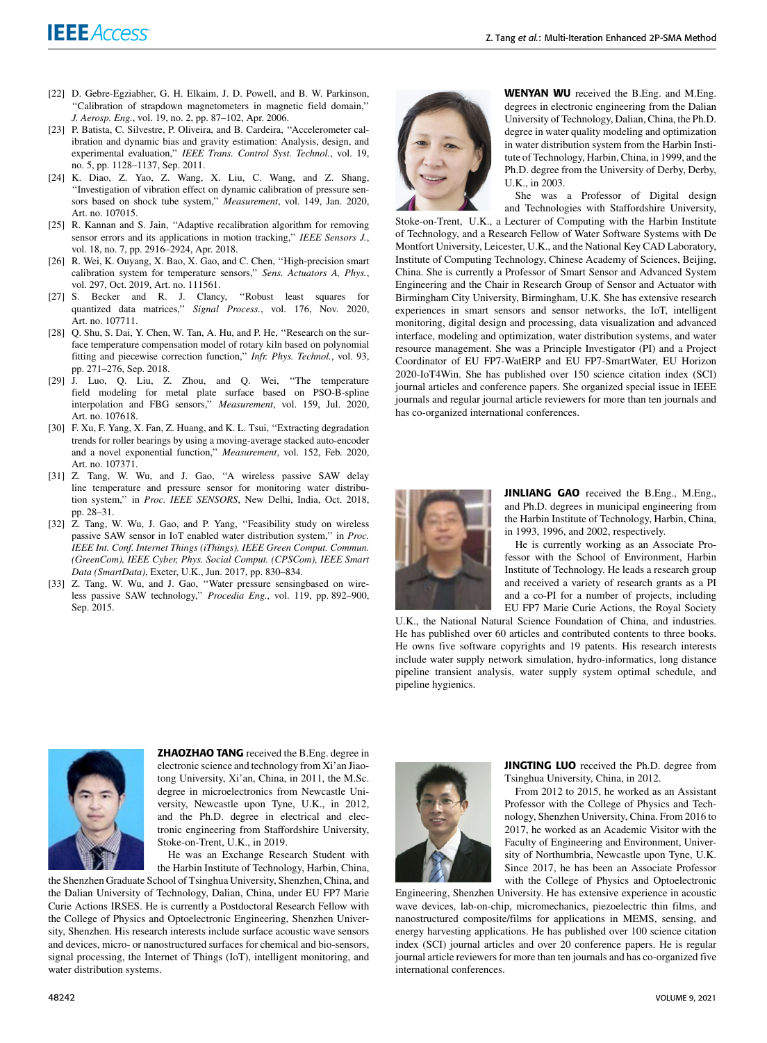[22] D. Gebre-Egziabher, G. H. Elkaim, J. D. Powell, and B. W. Parkinson, "Calibration of strapdown magnetometers in magnetic field domain," *J. Aerosp. Eng.*, vol. 19, no. 2, pp. 87–102, Apr. 2006.

[23] P. Batista, C. Silvestre, P. Oliveira, and B. Cardeira, "Accelerometer calibration and dynamic bias and gravity estimation: Analysis, design, and experimental evaluation," *IEEE Trans. Control Syst. Technol.*, vol. 19, no. 5, pp. 1128–1137, Sep. 2011.

[24] K. Diao, Z. Yao, Z. Wang, X. Liu, C. Wang, and Z. Shang, "Investigation of vibration effect on dynamic calibration of pressure sensors based on shock tube system," *Measurement*, vol. 149, Jan. 2020, Art. no. 107015.

[25] R. Kannan and S. Jain, "Adaptive recalibration algorithm for removing sensor errors and its applications in motion tracking," *IEEE Sensors J.*, vol. 18, no. 7, pp. 2916–2924, Apr. 2018.

[26] R. Wei, K. Ouyang, X. Bao, X. Gao, and C. Chen, "High-precision smart calibration system for temperature sensors," *Sens. Actuators A, Phys.*, vol. 297, Oct. 2019, Art. no. 111561.

[27] S. Becker and R. J. Clancy, "Robust least squares for quantized data matrices," *Signal Process.*, vol. 176, Nov. 2020, Art. no. 107711.

[28] Q. Shu, S. Dai, Y. Chen, W. Tan, A. Hu, and P. He, "Research on the surface temperature compensation model of rotary kiln based on polynomial fitting and piecewise correction function," *Infr. Phys. Technol.*, vol. 93, pp. 271–276, Sep. 2018.

[29] J. Luo, Q. Liu, Z. Zhou, and Q. Wei, "The temperature field modeling for metal plate surface based on PSO-B-spline interpolation and FBG sensors," *Measurement*, vol. 159, Jul. 2020, Art. no. 107618.

[30] F. Xu, F. Yang, X. Fan, Z. Huang, and K. L. Tsui, "Extracting degradation trends for roller bearings by using a moving-average stacked auto-encoder and a novel exponential function," *Measurement*, vol. 152, Feb. 2020, Art. no. 107371.

[31] Z. Tang, W. Wu, and J. Gao, "A wireless passive SAW delay line temperature and pressure sensor for monitoring water distribution system," in *Proc. IEEE SENSORS*, New Delhi, India, Oct. 2018, pp. 28–31.

[32] Z. Tang, W. Wu, J. Gao, and P. Yang, "Feasibility study on wireless passive SAW sensor in IoT enabled water distribution system," in *Proc. IEEE Int. Conf. Internet Things (iThings), IEEE Green Comput. Commun. (GreenCom), IEEE Cyber, Phys. Social Comput. (CPSCom), IEEE Smart Data (SmartData)*, Exeter, U.K., Jun. 2017, pp. 830–834.

[33] Z. Tang, W. Wu, and J. Gao, "Water pressure sensingbased on wireless passive SAW technology," *Procedia Eng.*, vol. 119, pp. 892–900, Sep. 2015.

**ZHAOZHAO TANG** received the B.Eng. degree in electronic science and technology from Xi'an Jiaotong University, Xi'an, China, in 2011, the M.Sc. degree in microelectronics from Newcastle University, Newcastle upon Tyne, U.K., in 2012, and the Ph.D. degree in electrical and electronic engineering from Staffordshire University, Stoke-on-Trent, U.K., in 2019.

He was an Exchange Research Student with the Harbin Institute of Technology, Harbin, China, the Shenzhen Graduate School of Tsinghua University, Shenzhen, China, and the Dalian University of Technology, Dalian, China, under EU FP7 Marie Curie Actions IRSES. He is currently a Postdoctoral Research Fellow with the College of Physics and Optoelectronic Engineering, Shenzhen University, Shenzhen. His research interests include surface acoustic wave sensors and devices, micro- or nanostructured surfaces for chemical and bio-sensors, signal processing, the Internet of Things (IoT), intelligent monitoring, and water distribution systems.

**WENYAN WU** received the B.Eng. and M.Eng. degrees in electronic engineering from the Dalian University of Technology, Dalian, China, the Ph.D. degree in water quality modeling and optimization in water distribution system from the Harbin Institute of Technology, Harbin, China, in 1999, and the Ph.D. degree from the University of Derby, Derby, U.K., in 2003.

She was a Professor of Digital design and Technologies with Staffordshire University, Stoke-on-Trent, U.K., a Lecturer of Computing with the Harbin Institute of Technology, and a Research Fellow of Water Software Systems with De Montfort University, Leicester, U.K., and the National Key CAD Laboratory, Institute of Computing Technology, Chinese Academy of Sciences, Beijing, China. She is currently a Professor of Smart Sensor and Advanced System Engineering and the Chair in Research Group of Sensor and Actuator with Birmingham City University, Birmingham, U.K. She has extensive research experiences in smart sensors and sensor networks, the IoT, intelligent monitoring, digital design and processing, data visualization and advanced interface, modeling and optimization, water distribution systems, and water resource management. She was a Principle Investigator (PI) and a Project Coordinator of EU FP7-WatERP and EU FP7-SmartWater, EU Horizon 2020-IoT4Win. She has published over 150 science citation index (SCI) journal articles and conference papers. She organized special issue in IEEE journals and regular journal article reviewers for more than ten journals and has co-organized international conferences.

**JINLIANG GAO** received the B.Eng., M.Eng., and Ph.D. degrees in municipal engineering from the Harbin Institute of Technology, Harbin, China, in 1993, 1996, and 2002, respectively.

He is currently working as an Associate Professor with the School of Environment, Harbin Institute of Technology. He leads a research group and received a variety of research grants as a PI and a co-PI for a number of projects, including EU FP7 Marie Curie Actions, the Royal Society U.K., the National Natural Science Foundation of China, and industries. He has published over 60 articles and contributed contents to three books. He owns five software copyrights and 19 patents. His research interests include water supply network simulation, hydro-informatics, long distance pipeline transient analysis, water supply system optimal schedule, and pipeline hygienics.

**JINGTING LUO** received the Ph.D. degree from Tsinghua University, China, in 2012.

From 2012 to 2015, he worked as an Assistant Professor with the College of Physics and Technology, Shenzhen University, China. From 2016 to 2017, he worked as an Academic Visitor with the Faculty of Engineering and Environment, University of Northumbria, Newcastle upon Tyne, U.K. Since 2017, he has been an Associate Professor with the College of Physics and Optoelectronic Engineering, Shenzhen University. He has extensive experience in acoustic wave devices, lab-on-chip, micromechanics, piezoelectric thin films, and nanostructured composite/films for applications in MEMS, sensing, and energy harvesting applications. He has published over 100 science citation index (SCI) journal articles and over 20 conference papers. He is regular journal article reviewers for more than ten journals and has co-organized five international conferences.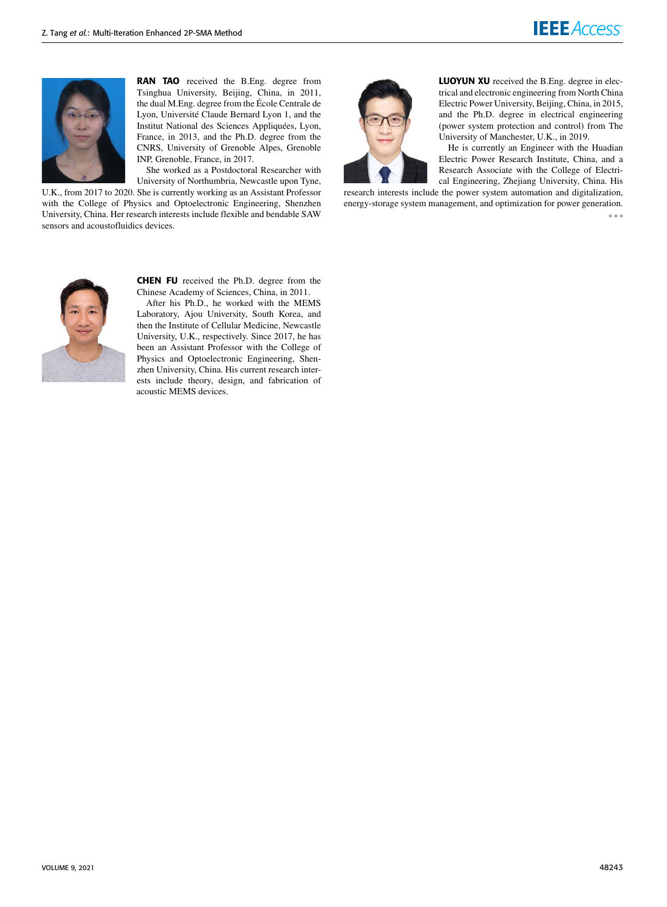**RAN TAO** received the B.Eng. degree from Tsinghua University, Beijing, China, in 2011, the dual M.Eng. degree from the École Centrale de Lyon, Université Claude Bernard Lyon 1, and the Institut National des Sciences Appliquées, Lyon, France, in 2013, and the Ph.D. degree from the CNRS, University of Grenoble Alpes, Grenoble INP, Grenoble, France, in 2017.

She worked as a Postdoctoral Researcher with University of Northumbria, Newcastle upon Tyne, U.K., from 2017 to 2020. She is currently working as an Assistant Professor with the College of Physics and Optoelectronic Engineering, Shenzhen University, China. Her research interests include flexible and bendable SAW sensors and acoustofluidics devices.

**CHEN FU** received the Ph.D. degree from the Chinese Academy of Sciences, China, in 2011.

After his Ph.D., he worked with the MEMS Laboratory, Ajou University, South Korea, and then the Institute of Cellular Medicine, Newcastle University, U.K., respectively. Since 2017, he has been an Assistant Professor with the College of Physics and Optoelectronic Engineering, Shenzhen University, China. His current research interests include theory, design, and fabrication of acoustic MEMS devices.

**LUOYUN XU** received the B.Eng. degree in electrical and electronic engineering from North China Electric Power University, Beijing, China, in 2015, and the Ph.D. degree in electrical engineering (power system protection and control) from The University of Manchester, U.K., in 2019.

He is currently an Engineer with the Huadian Electric Power Research Institute, China, and a Research Associate with the College of Electrical Engineering, Zhejiang University, China. His research interests include the power system automation and digitalization, energy-storage system management, and optimization for power generation.